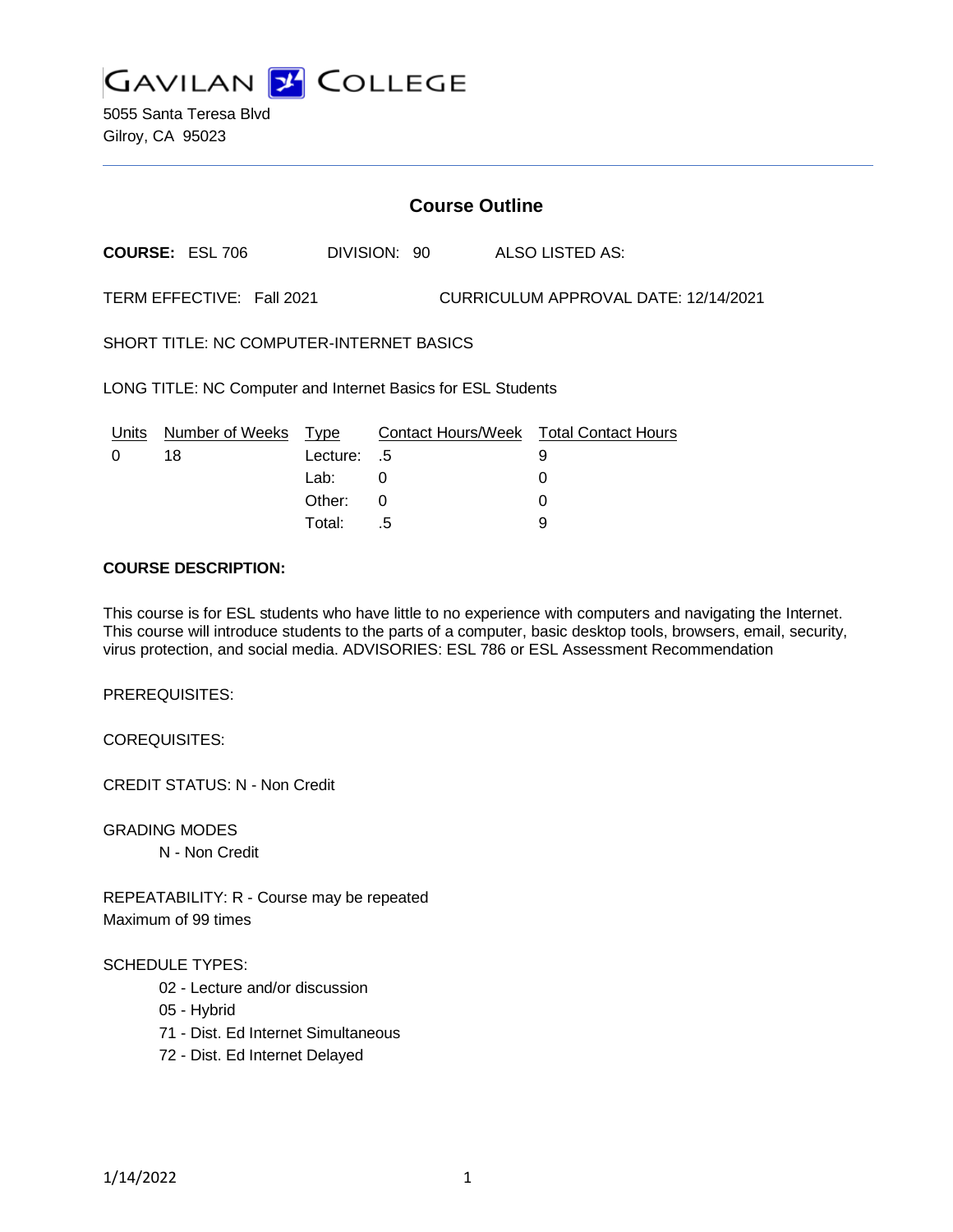GAVILAN COLLEGE

5055 Santa Teresa Blvd
Gilroy, CA 95023

## Course Outline

**COURSE:** ESL 706 DIVISION: 90 ALSO LISTED AS:

TERM EFFECTIVE: Fall 2021 CURRICULUM APPROVAL DATE: 12/14/2021

SHORT TITLE: NC COMPUTER-INTERNET BASICS

LONG TITLE: NC Computer and Internet Basics for ESL Students

| Units | Number of Weeks | Type | Contact Hours/Week | Total Contact Hours |
|---|---|---|---|---|
| 0 | 18 | Lecture: | .5 | 9 |
| | | Lab: | 0 | 0 |
| | | Other: | 0 | 0 |
| | | Total: | .5 | 9 |

**COURSE DESCRIPTION:**

This course is for ESL students who have little to no experience with computers and navigating the Internet. This course will introduce students to the parts of a computer, basic desktop tools, browsers, email, security, virus protection, and social media. ADVISORIES: ESL 786 or ESL Assessment Recommendation

PREREQUISITES:

COREQUISITES:

CREDIT STATUS: N - Non Credit

GRADING MODES

N - Non Credit

REPEATABILITY: R - Course may be repeated
Maximum of 99 times

SCHEDULE TYPES:

02 - Lecture and/or discussion
05 - Hybrid
71 - Dist. Ed Internet Simultaneous
72 - Dist. Ed Internet Delayed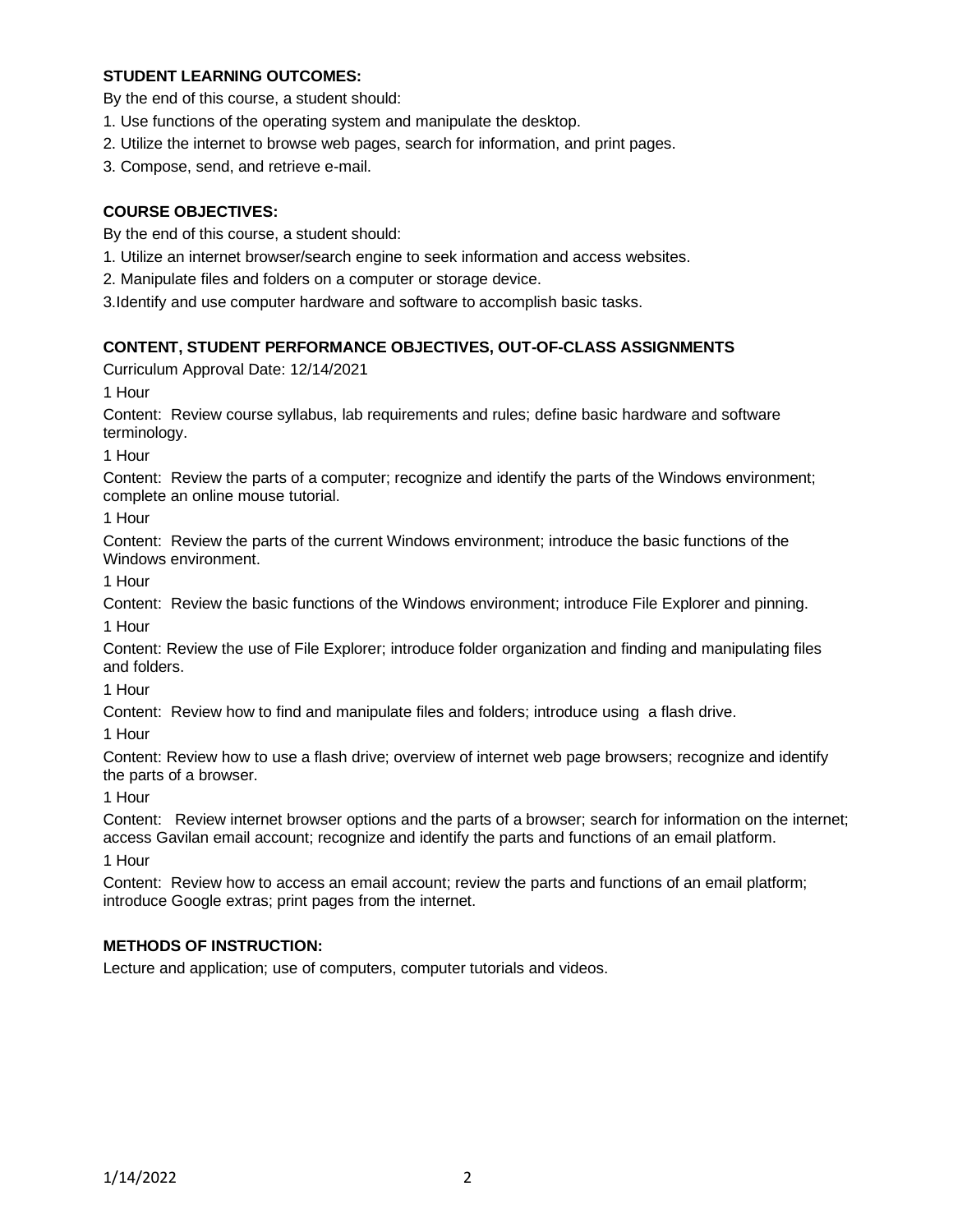**STUDENT LEARNING OUTCOMES:**

By the end of this course, a student should:

1. Use functions of the operating system and manipulate the desktop.
2. Utilize the internet to browse web pages, search for information, and print pages.
3. Compose, send, and retrieve e-mail.

**COURSE OBJECTIVES:**

By the end of this course, a student should:

1. Utilize an internet browser/search engine to seek information and access websites.
2. Manipulate files and folders on a computer or storage device.
3. Identify and use computer hardware and software to accomplish basic tasks.

**CONTENT, STUDENT PERFORMANCE OBJECTIVES, OUT-OF-CLASS ASSIGNMENTS**

Curriculum Approval Date: 12/14/2021

1 Hour

Content: Review course syllabus, lab requirements and rules; define basic hardware and software terminology.

1 Hour

Content: Review the parts of a computer; recognize and identify the parts of the Windows environment; complete an online mouse tutorial.

1 Hour

Content: Review the parts of the current Windows environment; introduce the basic functions of the Windows environment.

1 Hour

Content: Review the basic functions of the Windows environment; introduce File Explorer and pinning.

1 Hour

Content: Review the use of File Explorer; introduce folder organization and finding and manipulating files and folders.

1 Hour

Content: Review how to find and manipulate files and folders; introduce using a flash drive.

1 Hour

Content: Review how to use a flash drive; overview of internet web page browsers; recognize and identify the parts of a browser.

1 Hour

Content: Review internet browser options and the parts of a browser; search for information on the internet; access Gavilan email account; recognize and identify the parts and functions of an email platform.

1 Hour

Content: Review how to access an email account; review the parts and functions of an email platform; introduce Google extras; print pages from the internet.

**METHODS OF INSTRUCTION:**

Lecture and application; use of computers, computer tutorials and videos.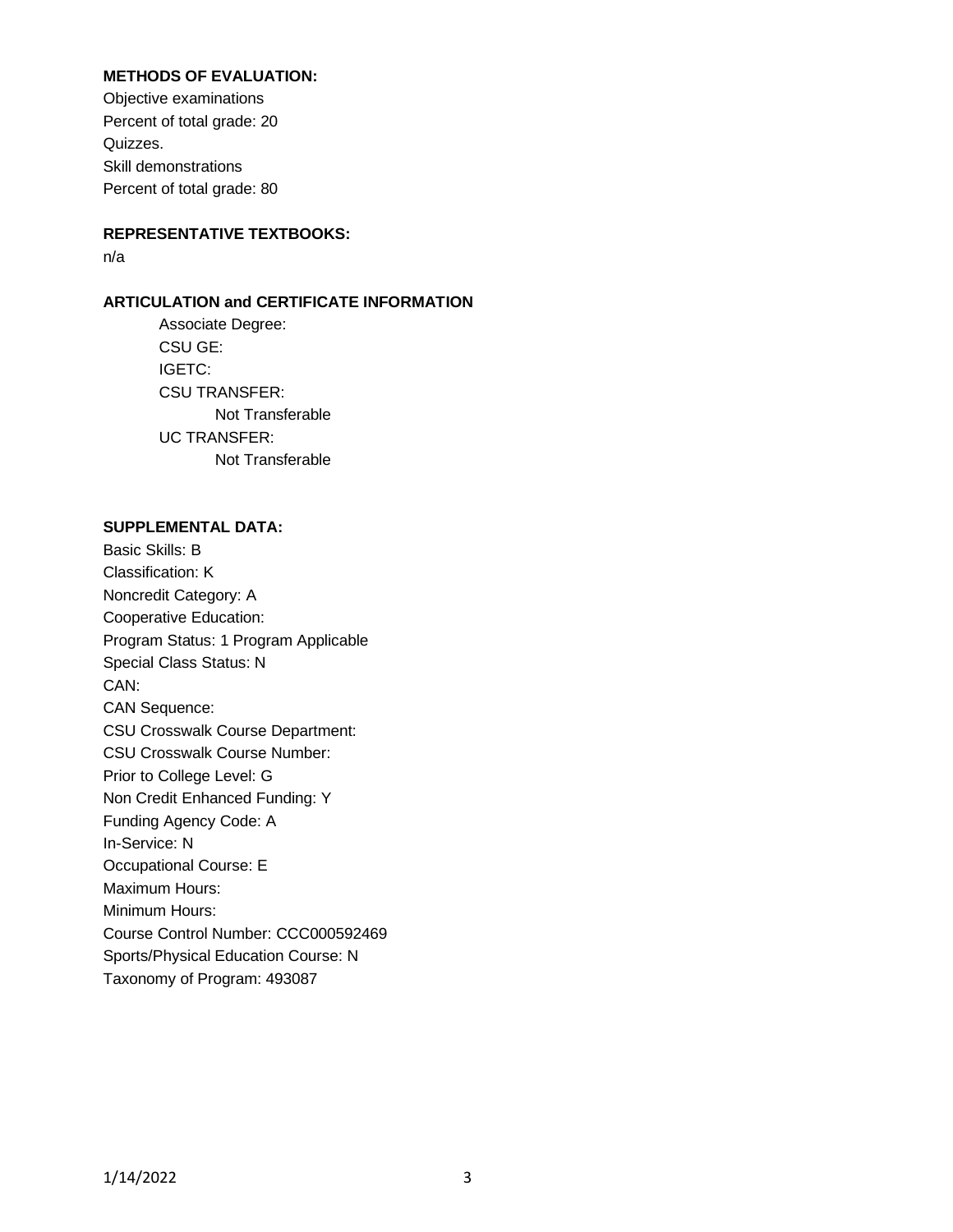**METHODS OF EVALUATION:**

Objective examinations
Percent of total grade: 20
Quizzes.
Skill demonstrations
Percent of total grade: 80

**REPRESENTATIVE TEXTBOOKS:**

n/a

**ARTICULATION and CERTIFICATE INFORMATION**

Associate Degree:
CSU GE:
IGETC:
CSU TRANSFER:
Not Transferable
UC TRANSFER:
Not Transferable

**SUPPLEMENTAL DATA:**

Basic Skills: B
Classification: K
Noncredit Category: A
Cooperative Education:
Program Status: 1 Program Applicable
Special Class Status: N
CAN:
CAN Sequence:
CSU Crosswalk Course Department:
CSU Crosswalk Course Number:
Prior to College Level: G
Non Credit Enhanced Funding: Y
Funding Agency Code: A
In-Service: N
Occupational Course: E
Maximum Hours:
Minimum Hours:
Course Control Number: CCC000592469
Sports/Physical Education Course: N
Taxonomy of Program: 493087